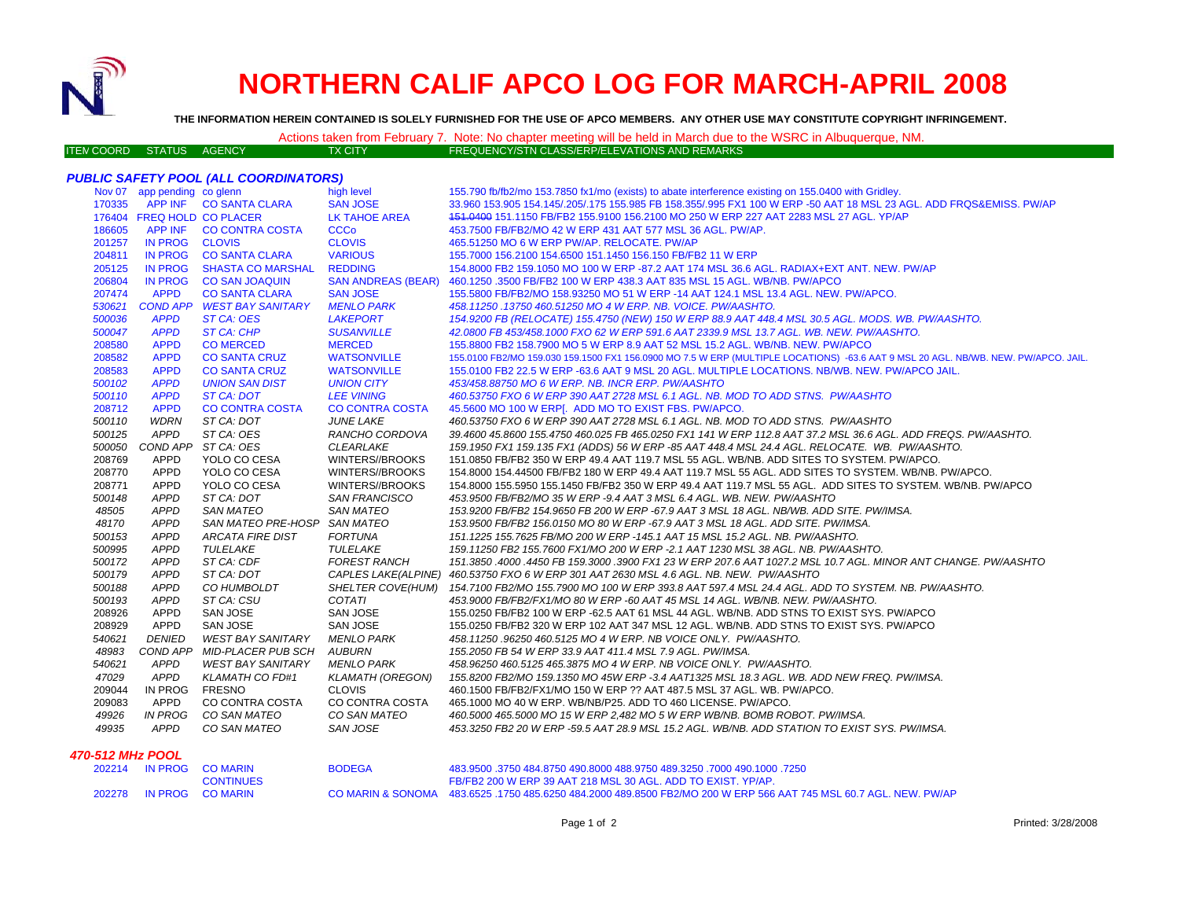# NORTHERN CALIF APCO LOG FOR MARCH-APRIL 2008

**THE INFORMATION HEREIN CONTAINED IS SOLELY FURNISHED FOR THE USE OF APCO MEMBERS. ANY OTHER USE MAY CONSTITUTE COPYRIGHT INFRINGEMENT.**

Actions taken from February 7. Note: No chapter meeting will be held in March due to the WSRC in Albuquerque, NM.

### PUBLIC SAFETY POOL (ALL COORDINATORS)

| ITEM COORD | STATUS | AGENCY | TX CITY | FREQUENCY/STN CLASS/ERP/ELEVATIONS AND REMARKS |
|---|---|---|---|---|
| Nov 07 | app pending | co glenn | high level | 155.790 fb/fb2/mo 153.7850 fx1/mo (exists) to abate interference existing on 155.0400 with Gridley. |
| 170335 | APP INF | CO SANTA CLARA | SAN JOSE | 33.960 153.905 154.145/.205/.175 155.985 FB 158.355/.995 FX1 100 W ERP -50 AAT 18 MSL 23 AGL. ADD FRQS&EMISS. PW/AP |
| 176404 | FREQ HOLD | CO PLACER | LK TAHOE AREA | ~~151.0400~~ 151.1150 FB/FB2 155.9100 156.2100 MO 250 W ERP 227 AAT 2283 MSL 27 AGL. YP/AP |
| 186605 | APP INF | CO CONTRA COSTA | CCCo | 453.7500 FB/FB2/MO 42 W ERP 431 AAT 577 MSL 36 AGL. PW/AP. |
| 201257 | IN PROG | CLOVIS | CLOVIS | 465.51250 MO 6 W ERP PW/AP. RELOCATE. PW/AP |
| 204811 | IN PROG | CO SANTA CLARA | VARIOUS | 155.7000 156.2100 154.6500 151.1450 156.150 FB/FB2 11 W ERP |
| 205125 | IN PROG | SHASTA CO MARSHAL | REDDING | 154.8000 FB2 159.1050 MO 100 W ERP -87.2 AAT 174 MSL 36.6 AGL. RADIAX+EXT ANT. NEW. PW/AP |
| 206804 | IN PROG | CO SAN JOAQUIN | SAN ANDREAS (BEAR) | 460.1250 .3500 FB/FB2 100 W ERP 438.3 AAT 835 MSL 15 AGL. WB/NB. PW/APCO |
| 207474 | APPD | CO SANTA CLARA | SAN JOSE | 155.5800 FB/FB2/MO 158.93250 MO 51 W ERP -14 AAT 124.1 MSL 13.4 AGL. NEW. PW/APCO. |
| *530621* | *COND APP* | *WEST BAY SANITARY* | *MENLO PARK* | *458.11250 .13750 460.51250 MO 4 W ERP. NB. VOICE. PW/AASHTO.* |
| *500036* | *APPD* | *ST CA: OES* | *LAKEPORT* | *154.9200 FB (RELOCATE) 155.4750 (NEW) 150 W ERP 88.9 AAT 448.4 MSL 30.5 AGL. MODS. WB. PW/AASHTO.* |
| *500047* | *APPD* | *ST CA: CHP* | *SUSANVILLE* | *42.0800 FB 453/458.1000 FXO 62 W ERP 591.6 AAT 2339.9 MSL 13.7 AGL. WB. NEW. PW/AASHTO.* |
| 208580 | APPD | CO MERCED | MERCED | 155.8800 FB2 158.7900 MO 5 W ERP 8.9 AAT 52 MSL 15.2 AGL. WB/NB. NEW. PW/APCO |
| 208582 | APPD | CO SANTA CRUZ | WATSONVILLE | 155.0100 FB2/MO 159.030 159.1500 FX1 156.0900 MO 7.5 W ERP (MULTIPLE LOCATIONS) -63.6 AAT 9 MSL 20 AGL. NB/WB. NEW. PW/APCO. JAIL. |
| 208583 | APPD | CO SANTA CRUZ | WATSONVILLE | 155.0100 FB2 22.5 W ERP -63.6 AAT 9 MSL 20 AGL. MULTIPLE LOCATIONS. NB/WB. NEW. PW/APCO JAIL. |
| *500102* | *APPD* | *UNION SAN DIST* | *UNION CITY* | *453/458.88750 MO 6 W ERP. NB. INCR ERP. PW/AASHTO* |
| *500110* | *APPD* | *ST CA: DOT* | *LEE VINING* | *460.53750 FXO 6 W ERP 390 AAT 2728 MSL 6.1 AGL. NB. MOD TO ADD STNS. PW/AASHTO* |
| 208712 | APPD | CO CONTRA COSTA | CO CONTRA COSTA | 45.5600 MO 100 W ERP[. ADD MO TO EXIST FBS. PW/APCO. |
| *500110* | *WDRN* | *ST CA: DOT* | *JUNE LAKE* | *460.53750 FXO 6 W ERP 390 AAT 2728 MSL 6.1 AGL. NB. MOD TO ADD STNS. PW/AASHTO* |
| *500125* | *APPD* | *ST CA: OES* | *RANCHO CORDOVA* | *39.4600 45.8600 155.4750 460.025 FB 465.0250 FX1 141 W ERP 112.8 AAT 37.2 MSL 36.6 AGL. ADD FREQS. PW/AASHTO.* |
| *500050* | *COND APP* | *ST CA: OES* | *CLEARLAKE* | *159.1950 FX1 159.135 FX1 (ADDS) 56 W ERP -85 AAT 448.4 MSL 24.4 AGL. RELOCATE. WB. PW/AASHTO.* |
| 208769 | APPD | YOLO CO CESA | WINTERS//BROOKS | 151.0850 FB/FB2 350 W ERP 49.4 AAT 119.7 MSL 55 AGL. WB/NB. ADD SITES TO SYSTEM. PW/APCO. |
| 208770 | APPD | YOLO CO CESA | WINTERS//BROOKS | 154.8000 154.44500 FB/FB2 180 W ERP 49.4 AAT 119.7 MSL 55 AGL. ADD SITES TO SYSTEM. WB/NB. PW/APCO. |
| 208771 | APPD | YOLO CO CESA | WINTERS//BROOKS | 154.8000 155.5950 155.1450 FB/FB2 350 W ERP 49.4 AAT 119.7 MSL 55 AGL. ADD SITES TO SYSTEM. WB/NB. PW/APCO |
| *500148* | *APPD* | *ST CA: DOT* | *SAN FRANCISCO* | *453.9500 FB/FB2/MO 35 W ERP -9.4 AAT 3 MSL 6.4 AGL. WB. NEW. PW/AASHTO* |
| *48505* | *APPD* | *SAN MATEO* | *SAN MATEO* | *153.9200 FB/FB2 154.9650 FB 200 W ERP -67.9 AAT 3 MSL 18 AGL. NB/WB. ADD SITE. PW/IMSA.* |
| *48170* | *APPD* | *SAN MATEO PRE-HOSP* | *SAN MATEO* | *153.9500 FB/FB2 156.0150 MO 80 W ERP -67.9 AAT 3 MSL 18 AGL. ADD SITE. PW/IMSA.* |
| *500153* | *APPD* | *ARCATA FIRE DIST* | *FORTUNA* | *151.1225 155.7625 FB/MO 200 W ERP -145.1 AAT 15 MSL 15.2 AGL. NB. PW/AASHTO.* |
| *500995* | *APPD* | *TULELAKE* | *TULELAKE* | *159.11250 FB2 155.7600 FX1/MO 200 W ERP -2.1 AAT 1230 MSL 38 AGL. NB. PW/AASHTO.* |
| *500172* | *APPD* | *ST CA: CDF* | *FOREST RANCH* | *151.3850 .4000 .4450 FB 159.3000 .3900 FX1 23 W ERP 207.6 AAT 1027.2 MSL 10.7 AGL. MINOR ANT CHANGE. PW/AASHTO* |
| *500179* | *APPD* | *ST CA: DOT* | *CAPLES LAKE(ALPINE)* | *460.53750 FXO 6 W ERP 301 AAT 2630 MSL 4.6 AGL. NB. NEW. PW/AASHTO* |
| *500188* | *APPD* | *CO HUMBOLDT* | *SHELTER COVE(HUM)* | *154.7100 FB2/MO 155.7900 MO 100 W ERP 393.8 AAT 597.4 MSL 24.4 AGL. ADD TO SYSTEM. NB. PW/AASHTO.* |
| *500193* | *APPD* | *ST CA: CSU* | *COTATI* | *453.9000 FB/FB2/FX1/MO 80 W ERP -60 AAT 45 MSL 14 AGL. WB/NB. NEW. PW/AASHTO.* |
| 208926 | APPD | SAN JOSE | SAN JOSE | 155.0250 FB/FB2 100 W ERP -62.5 AAT 61 MSL 44 AGL. WB/NB. ADD STNS TO EXIST SYS. PW/APCO |
| 208929 | APPD | SAN JOSE | SAN JOSE | 155.0250 FB/FB2 320 W ERP 102 AAT 347 MSL 12 AGL. WB/NB. ADD STNS TO EXIST SYS. PW/APCO |
| *540621* | *DENIED* | *WEST BAY SANITARY* | *MENLO PARK* | *458.11250 .96250 460.5125 MO 4 W ERP. NB VOICE ONLY. PW/AASHTO.* |
| *48983* | *COND APP* | *MID-PLACER PUB SCH* | *AUBURN* | *155.2050 FB 54 W ERP 33.9 AAT 411.4 MSL 7.9 AGL. PW/IMSA.* |
| *540621* | *APPD* | *WEST BAY SANITARY* | *MENLO PARK* | *458.96250 460.5125 465.3875 MO 4 W ERP. NB VOICE ONLY. PW/AASHTO.* |
| *47029* | *APPD* | *KLAMATH CO FD#1* | *KLAMATH (OREGON)* | *155.8200 FB2/MO 159.1350 MO 45W ERP -3.4 AAT1325 MSL 18.3 AGL. WB. ADD NEW FREQ. PW/IMSA.* |
| 209044 | IN PROG | FRESNO | CLOVIS | 460.1500 FB/FB2/FX1/MO 150 W ERP ?? AAT 487.5 MSL 37 AGL. WB. PW/APCO. |
| 209083 | APPD | CO CONTRA COSTA | CO CONTRA COSTA | 465.1000 MO 40 W ERP. WB/NB/P25. ADD TO 460 LICENSE. PW/APCO. |
| *49926* | *IN PROG* | *CO SAN MATEO* | *CO SAN MATEO* | *460.5000 465.5000 MO 15 W ERP 2,482 MO 5 W ERP WB/NB. BOMB ROBOT. PW/IMSA.* |
| *49935* | *APPD* | *CO SAN MATEO* | *SAN JOSE* | *453.3250 FB2 20 W ERP -59.5 AAT 28.9 MSL 15.2 AGL. WB/NB. ADD STATION TO EXIST SYS. PW/IMSA.* |

### 470-512 MHz POOL

| ITEM COORD | STATUS | AGENCY | TX CITY | FREQUENCY/STN CLASS/ERP/ELEVATIONS AND REMARKS |
|---|---|---|---|---|
| 202214 | IN PROG | CO MARIN | BODEGA | 483.9500 .3750 484.8750 490.8000 488.9750 489.3250 .7000 490.1000 .7250 |
| | | CONTINUES | | FB/FB2 200 W ERP 39 AAT 218 MSL 30 AGL. ADD TO EXIST. YP/AP. |
| 202278 | IN PROG | CO MARIN | CO MARIN & SONOMA | 483.6525 .1750 485.6250 484.2000 489.8500 FB2/MO 200 W ERP 566 AAT 745 MSL 60.7 AGL. NEW. PW/AP |

Printed: 3/28/2008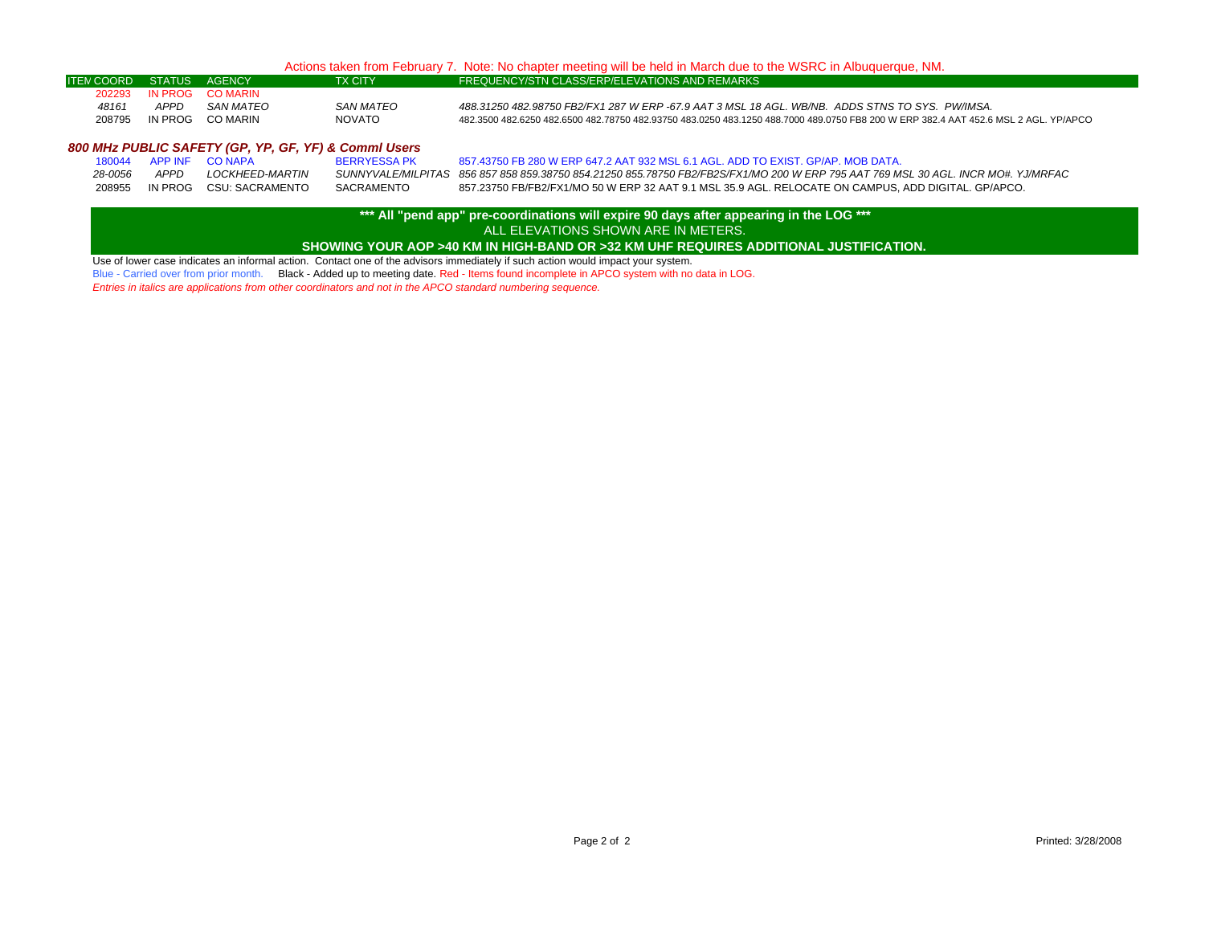Actions taken from February 7. Note: No chapter meeting will be held in March due to the WSRC in Albuquerque, NM.

| ITEM COORD | STATUS | AGENCY | TX CITY | FREQUENCY/STN CLASS/ERP/ELEVATIONS AND REMARKS |
|---|---|---|---|---|
| 202293 | IN PROG | CO MARIN | | |
| *48161* | *APPD* | *SAN MATEO* | *SAN MATEO* | *488.31250 482.98750 FB2/FX1 287 W ERP -67.9 AAT 3 MSL 18 AGL. WB/NB. ADDS STNS TO SYS. PW/IMSA.* |
| 208795 | IN PROG | CO MARIN | NOVATO | 482.3500 482.6250 482.6500 482.78750 482.93750 483.0250 483.1250 488.7000 489.0750 FB8 200 W ERP 382.4 AAT 452.6 MSL 2 AGL. YP/APCO |

### *800 MHz PUBLIC SAFETY (GP, YP, GF, YF) & Comml Users*

| ITEM COORD | STATUS | AGENCY | TX CITY | FREQUENCY/STN CLASS/ERP/ELEVATIONS AND REMARKS |
|---|---|---|---|---|
| 180044 | APP INF | CO NAPA | BERRYESSA PK | 857.43750 FB 280 W ERP 647.2 AAT 932 MSL 6.1 AGL. ADD TO EXIST. GP/AP. MOB DATA. |
| *28-0056* | *APPD* | *LOCKHEED-MARTIN* | *SUNNYVALE/MILPITAS* | *856 857 858 859.38750 854.21250 855.78750 FB2/FB2S/FX1/MO 200 W ERP 795 AAT 769 MSL 30 AGL. INCR MO#. YJ/MRFAC* |
| 208955 | IN PROG | CSU: SACRAMENTO | SACRAMENTO | 857.23750 FB/FB2/FX1/MO 50 W ERP 32 AAT 9.1 MSL 35.9 AGL. RELOCATE ON CAMPUS, ADD DIGITAL. GP/APCO. |

**\*\*\* All "pend app" pre-coordinations will expire 90 days after appearing in the LOG \*\*\***

ALL ELEVATIONS SHOWN ARE IN METERS.

**SHOWING YOUR AOP >40 KM IN HIGH-BAND OR >32 KM UHF REQUIRES ADDITIONAL JUSTIFICATION.**

Use of lower case indicates an informal action. Contact one of the advisors immediately if such action would impact your system.

Blue - Carried over from prior month. Black - Added up to meeting date. Red - Items found incomplete in APCO system with no data in LOG.

*Entries in italics are applications from other coordinators and not in the APCO standard numbering sequence.*

Printed: 3/28/2008